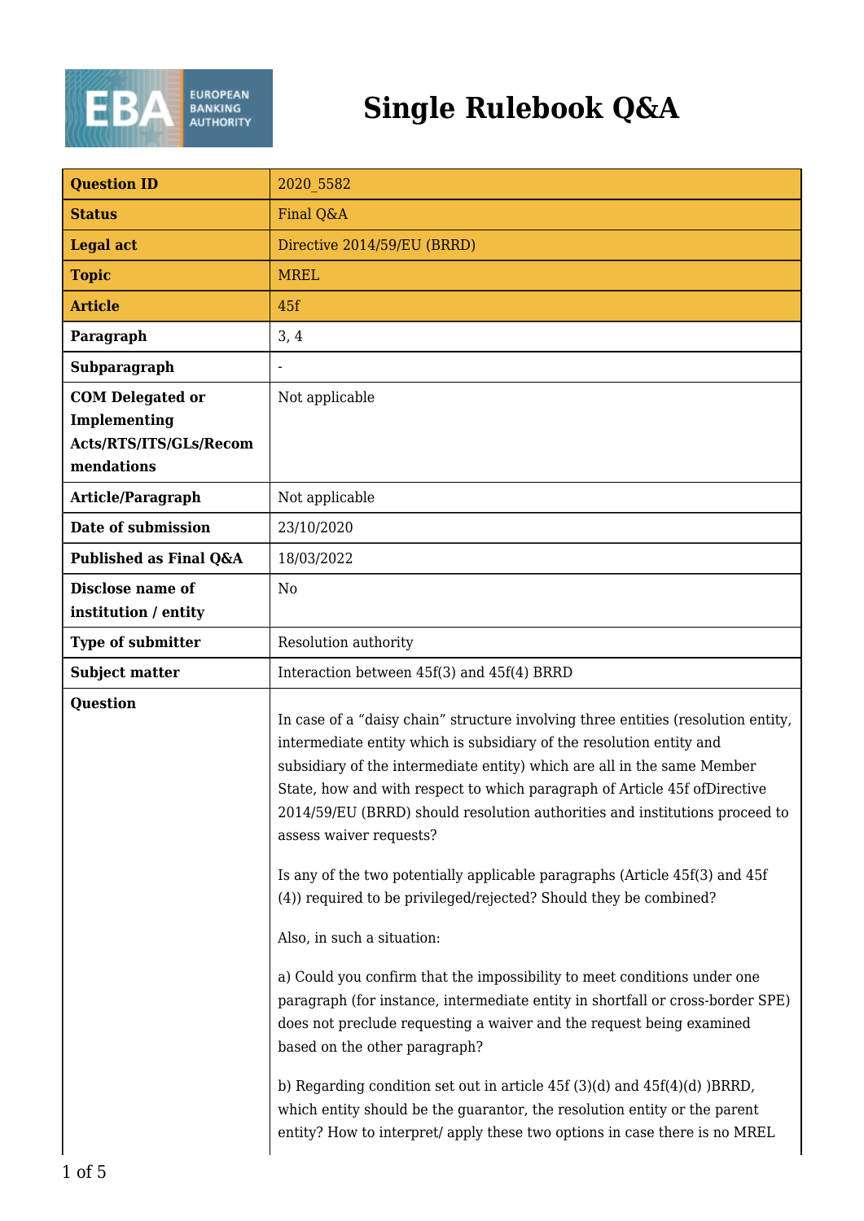# Single Rulebook Q&A

| Question ID | 2020_5582 |
|---|---|
| **Status** | Final Q&A |
| **Legal act** | Directive 2014/59/EU (BRRD) |
| **Topic** | MREL |
| **Article** | 45f |
| **Paragraph** | 3, 4 |
| **Subparagraph** | - |
| **COM Delegated or Implementing Acts/RTS/ITS/GLs/Recommendations** | Not applicable |
| **Article/Paragraph** | Not applicable |
| **Date of submission** | 23/10/2020 |
| **Published as Final Q&A** | 18/03/2022 |
| **Disclose name of institution / entity** | No |
| **Type of submitter** | Resolution authority |
| **Subject matter** | Interaction between 45f(3) and 45f(4) BRRD |
| **Question** | In case of a “daisy chain” structure involving three entities (resolution entity, intermediate entity which is subsidiary of the resolution entity and subsidiary of the intermediate entity) which are all in the same Member State, how and with respect to which paragraph of Article 45f ofDirective 2014/59/EU (BRRD) should resolution authorities and institutions proceed to assess waiver requests?<br><br>Is any of the two potentially applicable paragraphs (Article 45f(3) and 45f (4)) required to be privileged/rejected? Should they be combined?<br><br>Also, in such a situation:<br><br>a) Could you confirm that the impossibility to meet conditions under one paragraph (for instance, intermediate entity in shortfall or cross-border SPE) does not preclude requesting a waiver and the request being examined based on the other paragraph?<br><br>b) Regarding condition set out in article 45f (3)(d) and 45f(4)(d) )BRRD, which entity should be the guarantor, the resolution entity or the parent entity? How to interpret/ apply these two options in case there is no MREL |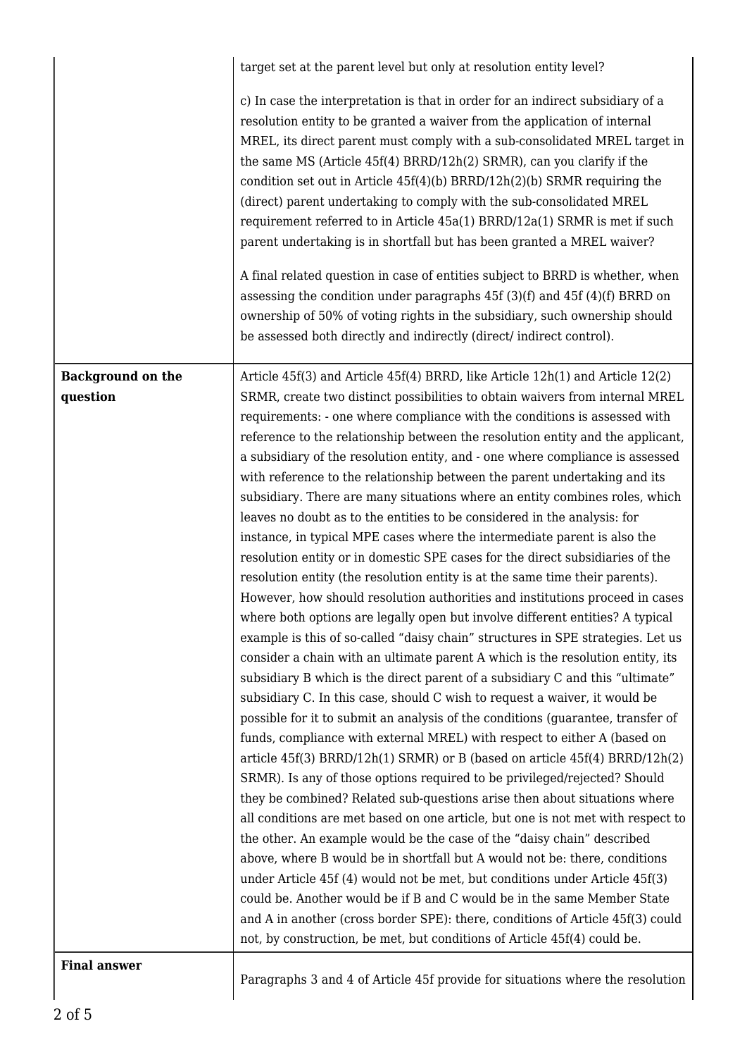| | |
|---|---|
| | target set at the parent level but only at resolution entity level?<br><br>c) In case the interpretation is that in order for an indirect subsidiary of a resolution entity to be granted a waiver from the application of internal MREL, its direct parent must comply with a sub-consolidated MREL target in the same MS (Article 45f(4) BRRD/12h(2) SRMR), can you clarify if the condition set out in Article 45f(4)(b) BRRD/12h(2)(b) SRMR requiring the (direct) parent undertaking to comply with the sub-consolidated MREL requirement referred to in Article 45a(1) BRRD/12a(1) SRMR is met if such parent undertaking is in shortfall but has been granted a MREL waiver?<br><br>A final related question in case of entities subject to BRRD is whether, when assessing the condition under paragraphs 45f (3)(f) and 45f (4)(f) BRRD on ownership of 50% of voting rights in the subsidiary, such ownership should be assessed both directly and indirectly (direct/ indirect control). |
| **Background on the question** | Article 45f(3) and Article 45f(4) BRRD, like Article 12h(1) and Article 12(2) SRMR, create two distinct possibilities to obtain waivers from internal MREL requirements: - one where compliance with the conditions is assessed with reference to the relationship between the resolution entity and the applicant, a subsidiary of the resolution entity, and - one where compliance is assessed with reference to the relationship between the parent undertaking and its subsidiary. There are many situations where an entity combines roles, which leaves no doubt as to the entities to be considered in the analysis: for instance, in typical MPE cases where the intermediate parent is also the resolution entity or in domestic SPE cases for the direct subsidiaries of the resolution entity (the resolution entity is at the same time their parents). However, how should resolution authorities and institutions proceed in cases where both options are legally open but involve different entities? A typical example is this of so-called "daisy chain" structures in SPE strategies. Let us consider a chain with an ultimate parent A which is the resolution entity, its subsidiary B which is the direct parent of a subsidiary C and this "ultimate" subsidiary C. In this case, should C wish to request a waiver, it would be possible for it to submit an analysis of the conditions (guarantee, transfer of funds, compliance with external MREL) with respect to either A (based on article 45f(3) BRRD/12h(1) SRMR) or B (based on article 45f(4) BRRD/12h(2) SRMR). Is any of those options required to be privileged/rejected? Should they be combined? Related sub-questions arise then about situations where all conditions are met based on one article, but one is not met with respect to the other. An example would be the case of the "daisy chain" described above, where B would be in shortfall but A would not be: there, conditions under Article 45f (4) would not be met, but conditions under Article 45f(3) could be. Another would be if B and C would be in the same Member State and A in another (cross border SPE): there, conditions of Article 45f(3) could not, by construction, be met, but conditions of Article 45f(4) could be. |
| **Final answer** | Paragraphs 3 and 4 of Article 45f provide for situations where the resolution |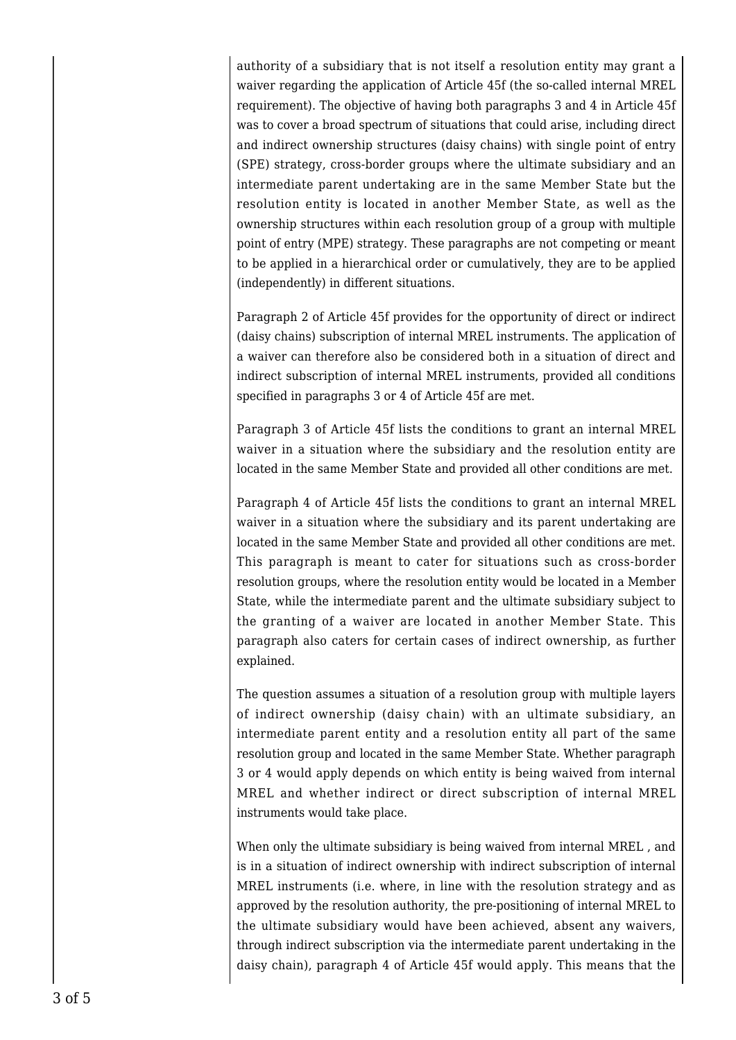authority of a subsidiary that is not itself a resolution entity may grant a waiver regarding the application of Article 45f (the so-called internal MREL requirement). The objective of having both paragraphs 3 and 4 in Article 45f was to cover a broad spectrum of situations that could arise, including direct and indirect ownership structures (daisy chains) with single point of entry (SPE) strategy, cross-border groups where the ultimate subsidiary and an intermediate parent undertaking are in the same Member State but the resolution entity is located in another Member State, as well as the ownership structures within each resolution group of a group with multiple point of entry (MPE) strategy. These paragraphs are not competing or meant to be applied in a hierarchical order or cumulatively, they are to be applied (independently) in different situations.

Paragraph 2 of Article 45f provides for the opportunity of direct or indirect (daisy chains) subscription of internal MREL instruments. The application of a waiver can therefore also be considered both in a situation of direct and indirect subscription of internal MREL instruments, provided all conditions specified in paragraphs 3 or 4 of Article 45f are met.

Paragraph 3 of Article 45f lists the conditions to grant an internal MREL waiver in a situation where the subsidiary and the resolution entity are located in the same Member State and provided all other conditions are met.

Paragraph 4 of Article 45f lists the conditions to grant an internal MREL waiver in a situation where the subsidiary and its parent undertaking are located in the same Member State and provided all other conditions are met. This paragraph is meant to cater for situations such as cross-border resolution groups, where the resolution entity would be located in a Member State, while the intermediate parent and the ultimate subsidiary subject to the granting of a waiver are located in another Member State. This paragraph also caters for certain cases of indirect ownership, as further explained.

The question assumes a situation of a resolution group with multiple layers of indirect ownership (daisy chain) with an ultimate subsidiary, an intermediate parent entity and a resolution entity all part of the same resolution group and located in the same Member State. Whether paragraph 3 or 4 would apply depends on which entity is being waived from internal MREL and whether indirect or direct subscription of internal MREL instruments would take place.

When only the ultimate subsidiary is being waived from internal MREL , and is in a situation of indirect ownership with indirect subscription of internal MREL instruments (i.e. where, in line with the resolution strategy and as approved by the resolution authority, the pre-positioning of internal MREL to the ultimate subsidiary would have been achieved, absent any waivers, through indirect subscription via the intermediate parent undertaking in the daisy chain), paragraph 4 of Article 45f would apply. This means that the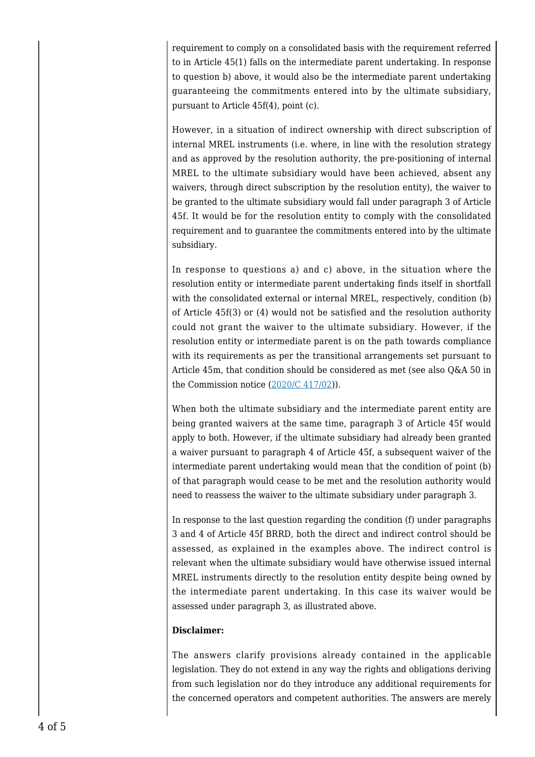requirement to comply on a consolidated basis with the requirement referred to in Article 45(1) falls on the intermediate parent undertaking. In response to question b) above, it would also be the intermediate parent undertaking guaranteeing the commitments entered into by the ultimate subsidiary, pursuant to Article 45f(4), point (c).

However, in a situation of indirect ownership with direct subscription of internal MREL instruments (i.e. where, in line with the resolution strategy and as approved by the resolution authority, the pre-positioning of internal MREL to the ultimate subsidiary would have been achieved, absent any waivers, through direct subscription by the resolution entity), the waiver to be granted to the ultimate subsidiary would fall under paragraph 3 of Article 45f. It would be for the resolution entity to comply with the consolidated requirement and to guarantee the commitments entered into by the ultimate subsidiary.

In response to questions a) and c) above, in the situation where the resolution entity or intermediate parent undertaking finds itself in shortfall with the consolidated external or internal MREL, respectively, condition (b) of Article 45f(3) or (4) would not be satisfied and the resolution authority could not grant the waiver to the ultimate subsidiary. However, if the resolution entity or intermediate parent is on the path towards compliance with its requirements as per the transitional arrangements set pursuant to Article 45m, that condition should be considered as met (see also Q&A 50 in the Commission notice (2020/C 417/02)).

When both the ultimate subsidiary and the intermediate parent entity are being granted waivers at the same time, paragraph 3 of Article 45f would apply to both. However, if the ultimate subsidiary had already been granted a waiver pursuant to paragraph 4 of Article 45f, a subsequent waiver of the intermediate parent undertaking would mean that the condition of point (b) of that paragraph would cease to be met and the resolution authority would need to reassess the waiver to the ultimate subsidiary under paragraph 3.

In response to the last question regarding the condition (f) under paragraphs 3 and 4 of Article 45f BRRD, both the direct and indirect control should be assessed, as explained in the examples above. The indirect control is relevant when the ultimate subsidiary would have otherwise issued internal MREL instruments directly to the resolution entity despite being owned by the intermediate parent undertaking. In this case its waiver would be assessed under paragraph 3, as illustrated above.

**Disclaimer:**

The answers clarify provisions already contained in the applicable legislation. They do not extend in any way the rights and obligations deriving from such legislation nor do they introduce any additional requirements for the concerned operators and competent authorities. The answers are merely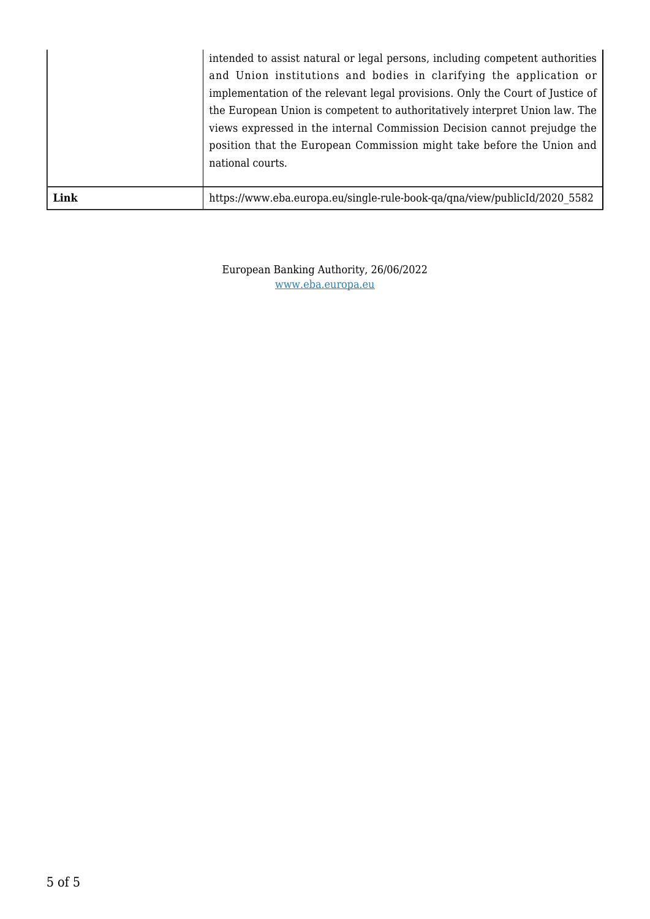| | |
|---|---|
| | intended to assist natural or legal persons, including competent authorities and Union institutions and bodies in clarifying the application or implementation of the relevant legal provisions. Only the Court of Justice of the European Union is competent to authoritatively interpret Union law. The views expressed in the internal Commission Decision cannot prejudge the position that the European Commission might take before the Union and national courts. |
| **Link** | https://www.eba.europa.eu/single-rule-book-qa/qna/view/publicId/2020_5582 |

European Banking Authority, 26/06/2022
www.eba.europa.eu